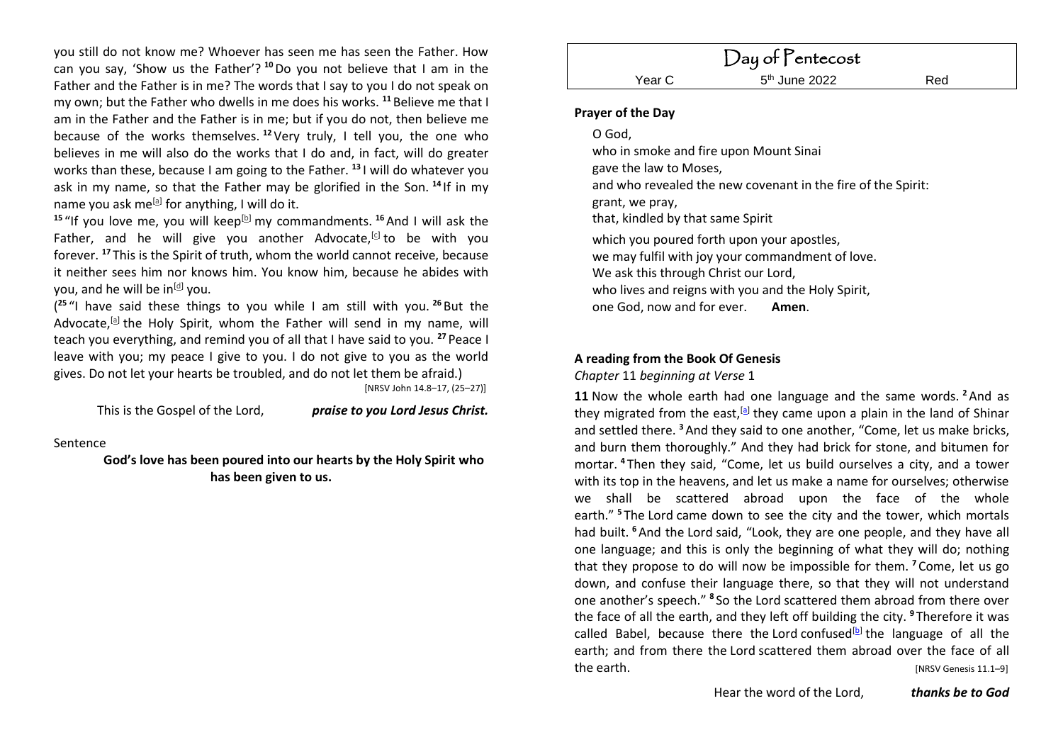you still do not know me? Whoever has seen me has seen the Father. How can you say, 'Show us the Father'? **10** Do you not believe that I am in the Father and the Father is in me? The words that I say to you I do not speak on my own; but the Father who dwells in me does his works. **11** Believe me that I am in the Father and the Father is in me; but if you do not, then believe me because of the works themselves. **12** Very truly, I tell you, the one who believes in me will also do the works that I do and, in fact, will do greater works than these, because I am going to the Father. **13** I will do whatever you ask in my name, so that the Father may be glorified in the Son. **14** If in my name you ask me[a] for anything, I will do it.

**15** "If you love me, you will keep[b] my commandments. **16** And I will ask the Father, and he will give you another Advocate,[c] to be with you forever. **17** This is the Spirit of truth, whom the world cannot receive, because it neither sees him nor knows him. You know him, because he abides with you, and he will be in[d] you.

(**25** "I have said these things to you while I am still with you. **26** But the Advocate,[a] the Holy Spirit, whom the Father will send in my name, will teach you everything, and remind you of all that I have said to you. **27** Peace I leave with you; my peace I give to you. I do not give to you as the world gives. Do not let your hearts be troubled, and do not let them be afraid.)

[NRSV John 14.8–17, (25–27)]

This is the Gospel of the Lord, ***praise to you Lord Jesus Christ.***

Sentence

**God's love has been poured into our hearts by the Holy Spirit who has been given to us.**

# Day of Pentecost

| Year C | 5th June 2022 | Red |
|---|---|---|

**Prayer of the Day**

O God,
who in smoke and fire upon Mount Sinai
gave the law to Moses,
and who revealed the new covenant in the fire of the Spirit:
grant, we pray,
that, kindled by that same Spirit
which you poured forth upon your apostles,
we may fulfil with joy your commandment of love.
We ask this through Christ our Lord,
who lives and reigns with you and the Holy Spirit,
one God, now and for ever. **Amen**.

**A reading from the Book Of Genesis**

*Chapter* 11 *beginning at Verse* 1

**11** Now the whole earth had one language and the same words. **2** And as they migrated from the east,[a] they came upon a plain in the land of Shinar and settled there. **3** And they said to one another, "Come, let us make bricks, and burn them thoroughly." And they had brick for stone, and bitumen for mortar. **4** Then they said, "Come, let us build ourselves a city, and a tower with its top in the heavens, and let us make a name for ourselves; otherwise we shall be scattered abroad upon the face of the whole earth." **5** The Lord came down to see the city and the tower, which mortals had built. **6** And the Lord said, "Look, they are one people, and they have all one language; and this is only the beginning of what they will do; nothing that they propose to do will now be impossible for them. **7** Come, let us go down, and confuse their language there, so that they will not understand one another's speech." **8** So the Lord scattered them abroad from there over the face of all the earth, and they left off building the city. **9** Therefore it was called Babel, because there the Lord confused[b] the language of all the earth; and from there the Lord scattered them abroad over the face of all the earth.

[NRSV Genesis 11.1–9]

Hear the word of the Lord, ***thanks be to God***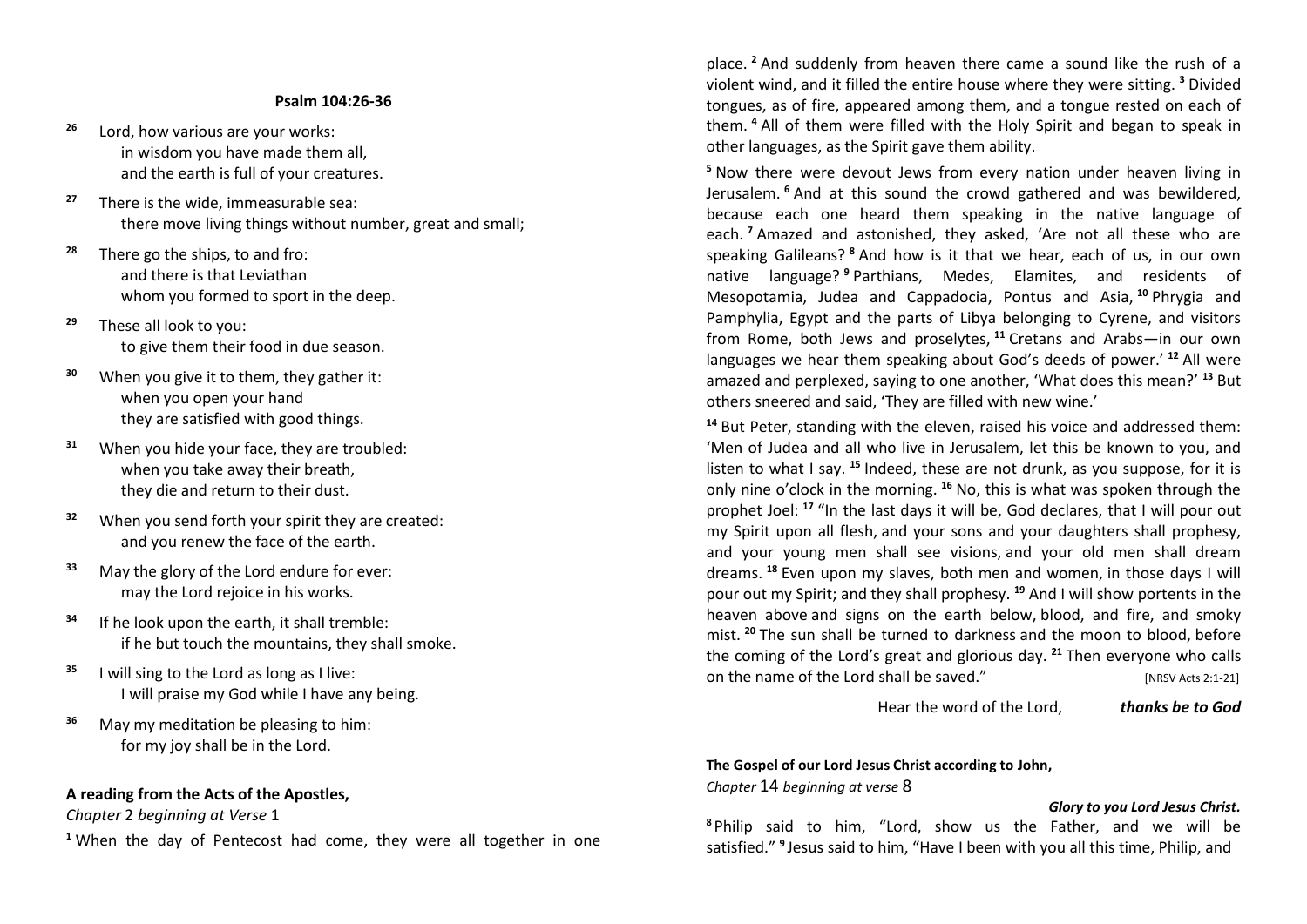**Psalm 104:26-36**

26 Lord, how various are your works:
in wisdom you have made them all,
and the earth is full of your creatures.

27 There is the wide, immeasurable sea:
there move living things without number, great and small;

28 There go the ships, to and fro:
and there is that Leviathan
whom you formed to sport in the deep.

29 These all look to you:
to give them their food in due season.

30 When you give it to them, they gather it:
when you open your hand
they are satisfied with good things.

31 When you hide your face, they are troubled:
when you take away their breath,
they die and return to their dust.

32 When you send forth your spirit they are created:
and you renew the face of the earth.

33 May the glory of the Lord endure for ever:
may the Lord rejoice in his works.

34 If he look upon the earth, it shall tremble:
if he but touch the mountains, they shall smoke.

35 I will sing to the Lord as long as I live:
I will praise my God while I have any being.

36 May my meditation be pleasing to him:
for my joy shall be in the Lord.

**A reading from the Acts of the Apostles,**

*Chapter* 2 *beginning at Verse* 1

[1] When the day of Pentecost had come, they were all together in one place. [2] And suddenly from heaven there came a sound like the rush of a violent wind, and it filled the entire house where they were sitting. [3] Divided tongues, as of fire, appeared among them, and a tongue rested on each of them. [4] All of them were filled with the Holy Spirit and began to speak in other languages, as the Spirit gave them ability.

[5] Now there were devout Jews from every nation under heaven living in Jerusalem. [6] And at this sound the crowd gathered and was bewildered, because each one heard them speaking in the native language of each. [7] Amazed and astonished, they asked, 'Are not all these who are speaking Galileans? [8] And how is it that we hear, each of us, in our own native language? [9] Parthians, Medes, Elamites, and residents of Mesopotamia, Judea and Cappadocia, Pontus and Asia, [10] Phrygia and Pamphylia, Egypt and the parts of Libya belonging to Cyrene, and visitors from Rome, both Jews and proselytes, [11] Cretans and Arabs—in our own languages we hear them speaking about God's deeds of power.' [12] All were amazed and perplexed, saying to one another, 'What does this mean?' [13] But others sneered and said, 'They are filled with new wine.'

[14] But Peter, standing with the eleven, raised his voice and addressed them: 'Men of Judea and all who live in Jerusalem, let this be known to you, and listen to what I say. [15] Indeed, these are not drunk, as you suppose, for it is only nine o'clock in the morning. [16] No, this is what was spoken through the prophet Joel: [17] "In the last days it will be, God declares, that I will pour out my Spirit upon all flesh, and your sons and your daughters shall prophesy, and your young men shall see visions, and your old men shall dream dreams. [18] Even upon my slaves, both men and women, in those days I will pour out my Spirit; and they shall prophesy. [19] And I will show portents in the heaven above and signs on the earth below, blood, and fire, and smoky mist. [20] The sun shall be turned to darkness and the moon to blood, before the coming of the Lord's great and glorious day. [21] Then everyone who calls on the name of the Lord shall be saved." [NRSV Acts 2:1-21]

Hear the word of the Lord, ***thanks be to God***

**The Gospel of our Lord Jesus Christ according to John,**

*Chapter* 14 *beginning at verse* 8

***Glory to you Lord Jesus Christ.***

[8] Philip said to him, "Lord, show us the Father, and we will be satisfied." [9] Jesus said to him, "Have I been with you all this time, Philip, and